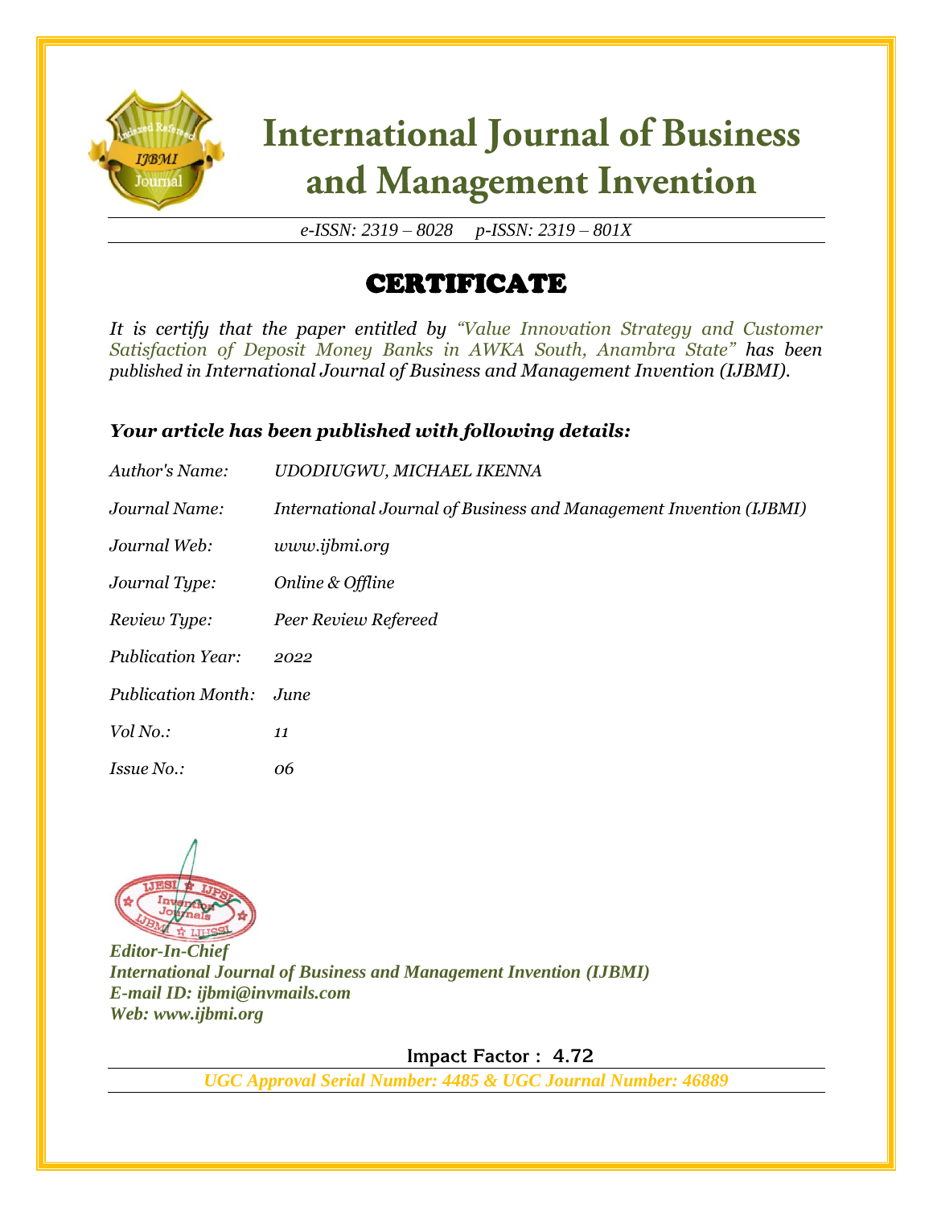# International Journal of Business and Management Invention

*e-ISSN: 2319 – 8028 p-ISSN: 2319 – 801X*

## CERTIFICATE

*It is certify that the paper entitled by "Value Innovation Strategy and Customer Satisfaction of Deposit Money Banks in AWKA South, Anambra State" has been published in International Journal of Business and Management Invention (IJBMI).*

***Your article has been published with following details:***

| | |
|---|---|
| *Author's Name:* | *UDODIUGWU, MICHAEL IKENNA* |
| *Journal Name:* | *International Journal of Business and Management Invention (IJBMI)* |
| *Journal Web:* | *www.ijbmi.org* |
| *Journal Type:* | *Online & Offline* |
| *Review Type:* | *Peer Review Refereed* |
| *Publication Year:* | *2022* |
| *Publication Month:* | *June* |
| *Vol No.:* | *11* |
| *Issue No.:* | *06* |

***Editor-In-Chief***
***International Journal of Business and Management Invention (IJBMI)***
***E-mail ID: ijbmi@invmails.com***
***Web: www.ijbmi.org***

**Impact Factor : 4.72**

***UGC Approval Serial Number: 4485 & UGC Journal Number: 46889***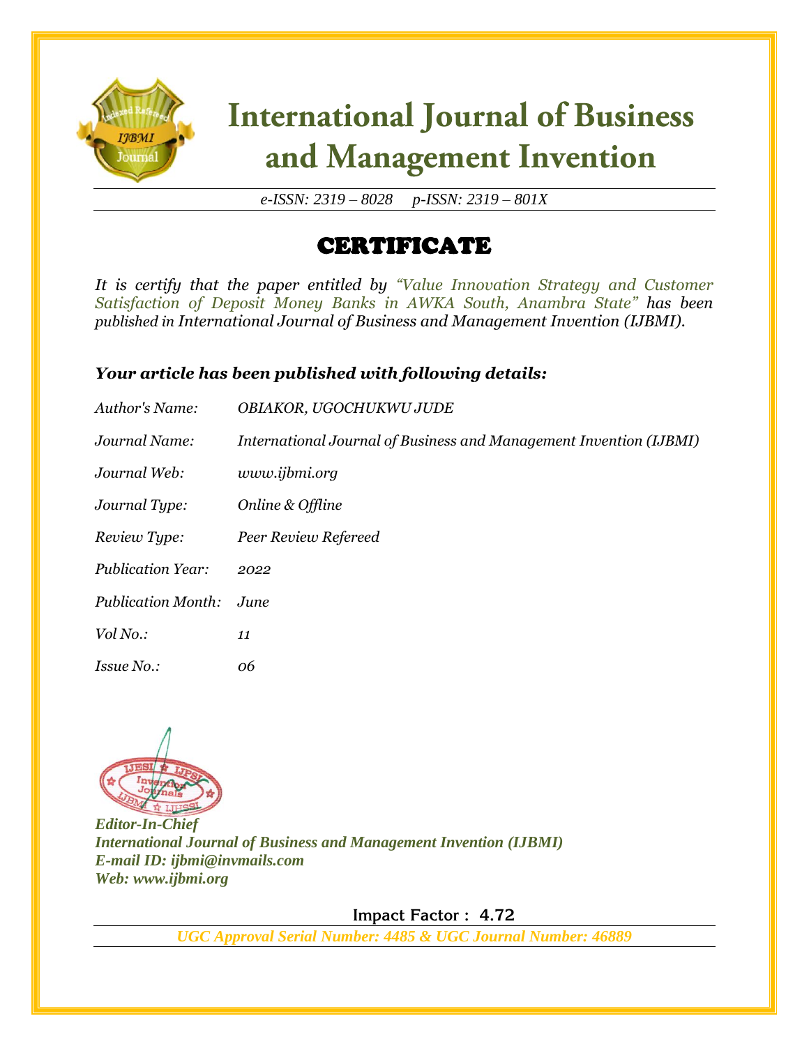# International Journal of Business and Management Invention

*e-ISSN: 2319 – 8028 p-ISSN: 2319 – 801X*

## CERTIFICATE

*It is certify that the paper entitled by "Value Innovation Strategy and Customer Satisfaction of Deposit Money Banks in AWKA South, Anambra State" has been published in International Journal of Business and Management Invention (IJBMI).*

### *Your article has been published with following details:*

| | |
|---|---|
| *Author's Name:* | *OBIAKOR, UGOCHUKWU JUDE* |
| *Journal Name:* | *International Journal of Business and Management Invention (IJBMI)* |
| *Journal Web:* | *www.ijbmi.org* |
| *Journal Type:* | *Online & Offline* |
| *Review Type:* | *Peer Review Refereed* |
| *Publication Year:* | *2022* |
| *Publication Month:* | *June* |
| *Vol No.:* | *11* |
| *Issue No.:* | *06* |

***Editor-In-Chief***
***International Journal of Business and Management Invention (IJBMI)***
***E-mail ID: ijbmi@invmails.com***
***Web: www.ijbmi.org***

**Impact Factor : 4.72**

***UGC Approval Serial Number: 4485 & UGC Journal Number: 46889***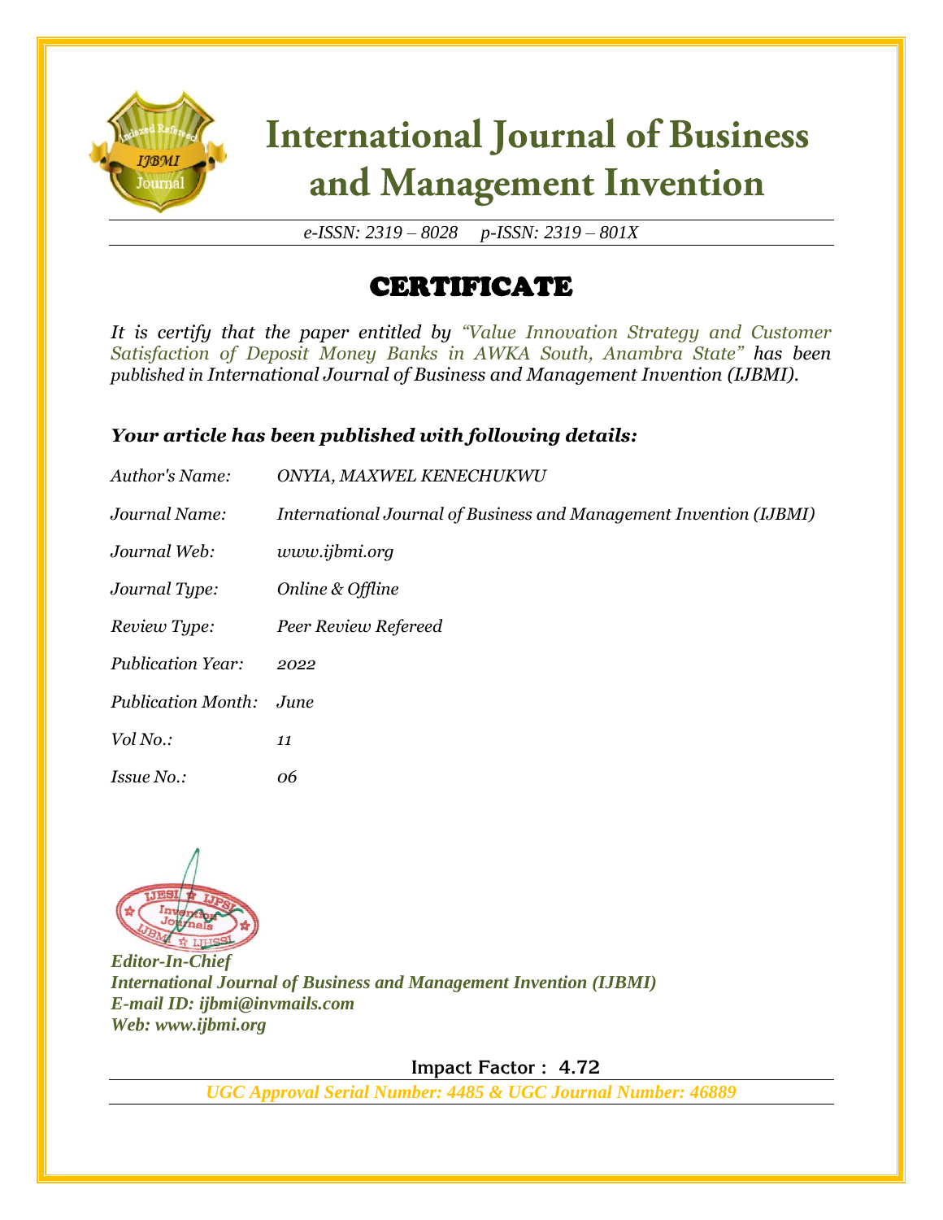# International Journal of Business and Management Invention

*e-ISSN: 2319 – 8028 p-ISSN: 2319 – 801X*

## CERTIFICATE

*It is certify that the paper entitled by "Value Innovation Strategy and Customer Satisfaction of Deposit Money Banks in AWKA South, Anambra State" has been published in International Journal of Business and Management Invention (IJBMI).*

### *Your article has been published with following details:*

| | |
|---|---|
| *Author's Name:* | *ONYIA, MAXWEL KENECHUKWU* |
| *Journal Name:* | *International Journal of Business and Management Invention (IJBMI)* |
| *Journal Web:* | *www.ijbmi.org* |
| *Journal Type:* | *Online & Offline* |
| *Review Type:* | *Peer Review Refereed* |
| *Publication Year:* | *2022* |
| *Publication Month:* | *June* |
| *Vol No.:* | *11* |
| *Issue No.:* | *06* |

***Editor-In-Chief***
***International Journal of Business and Management Invention (IJBMI)***
***E-mail ID: ijbmi@invmails.com***
***Web: www.ijbmi.org***

**Impact Factor : 4.72**

***UGC Approval Serial Number: 4485 & UGC Journal Number: 46889***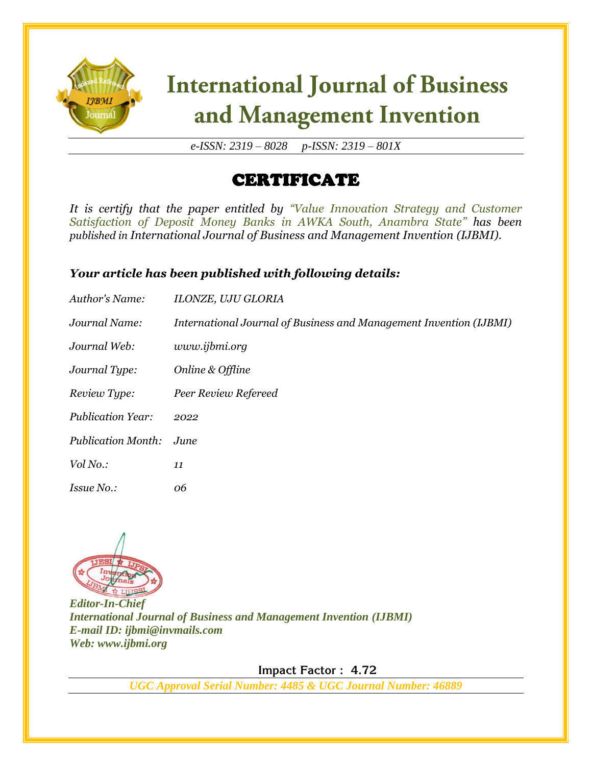# International Journal of Business and Management Invention

*e-ISSN: 2319 – 8028 p-ISSN: 2319 – 801X*

## CERTIFICATE

*It is certify that the paper entitled by "Value Innovation Strategy and Customer Satisfaction of Deposit Money Banks in AWKA South, Anambra State" has been published in International Journal of Business and Management Invention (IJBMI).*

***Your article has been published with following details:***

| | |
|---|---|
| *Author's Name:* | *ILONZE, UJU GLORIA* |
| *Journal Name:* | *International Journal of Business and Management Invention (IJBMI)* |
| *Journal Web:* | *www.ijbmi.org* |
| *Journal Type:* | *Online & Offline* |
| *Review Type:* | *Peer Review Refereed* |
| *Publication Year:* | *2022* |
| *Publication Month:* | *June* |
| *Vol No.:* | *11* |
| *Issue No.:* | *06* |

***Editor-In-Chief***
***International Journal of Business and Management Invention (IJBMI)***
***E-mail ID: ijbmi@invmails.com***
***Web: www.ijbmi.org***

**Impact Factor : 4.72**

***UGC Approval Serial Number: 4485 & UGC Journal Number: 46889***